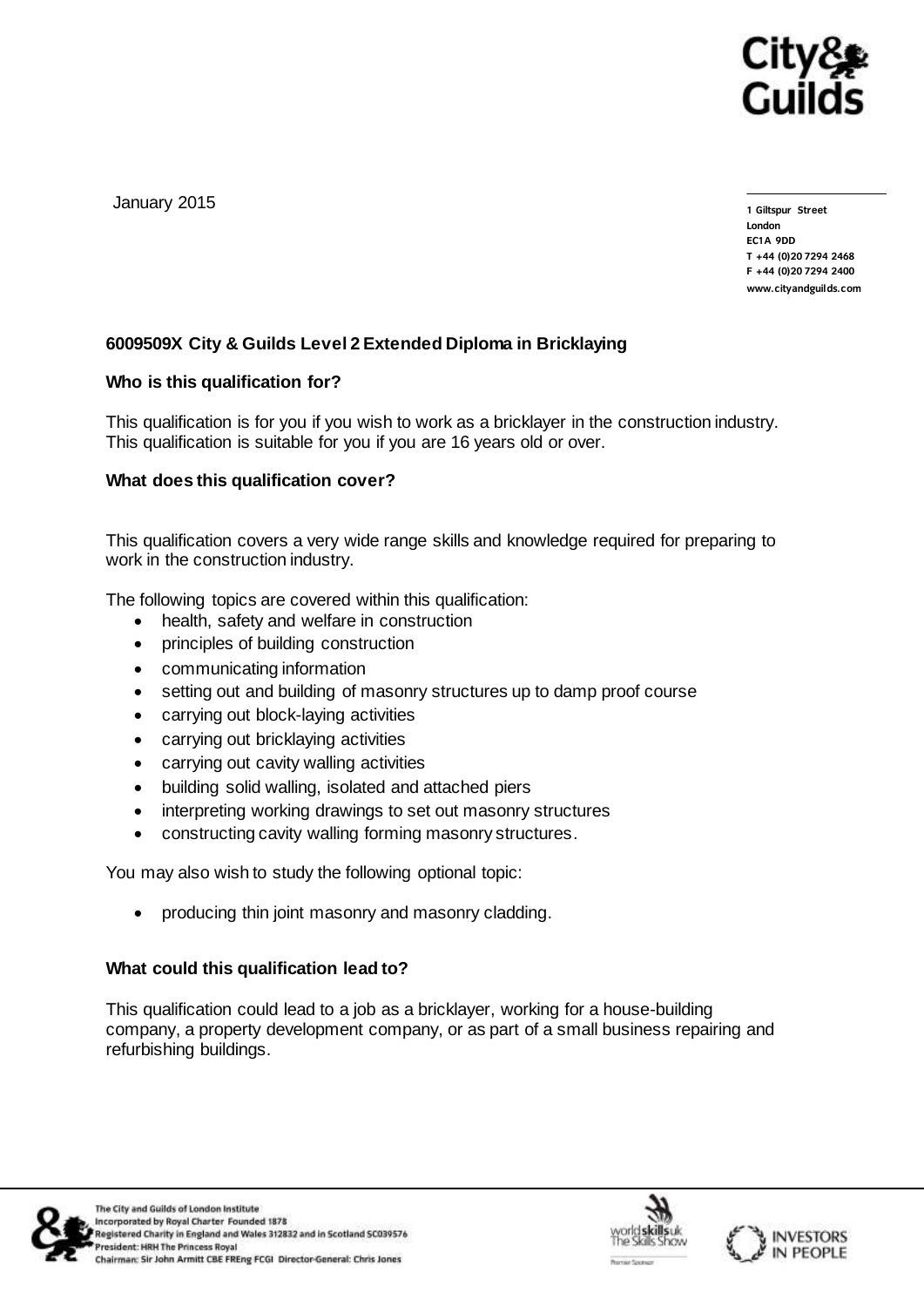January 2015

1 Giltspur Street
London
EC1A 9DD
T +44 (0)20 7294 2468
F +44 (0)20 7294 2400
www.cityandguilds.com

**6009509X City & Guilds Level 2 Extended Diploma in Bricklaying**

**Who is this qualification for?**

This qualification is for you if you wish to work as a bricklayer in the construction industry. This qualification is suitable for you if you are 16 years old or over.

**What does this qualification cover?**

This qualification covers a very wide range skills and knowledge required for preparing to work in the construction industry.

The following topics are covered within this qualification:

- health, safety and welfare in construction
- principles of building construction
- communicating information
- setting out and building of masonry structures up to damp proof course
- carrying out block-laying activities
- carrying out bricklaying activities
- carrying out cavity walling activities
- building solid walling, isolated and attached piers
- interpreting working drawings to set out masonry structures
- constructing cavity walling forming masonry structures.

You may also wish to study the following optional topic:

- producing thin joint masonry and masonry cladding.

**What could this qualification lead to?**

This qualification could lead to a job as a bricklayer, working for a house-building company, a property development company, or as part of a small business repairing and refurbishing buildings.

The City and Guilds of London Institute
Incorporated by Royal Charter Founded 1878
Registered Charity in England and Wales 312832 and in Scotland SC039576
President: HRH The Princess Royal
Chairman: Sir John Armitt CBE FREng FCGI Director-General: Chris Jones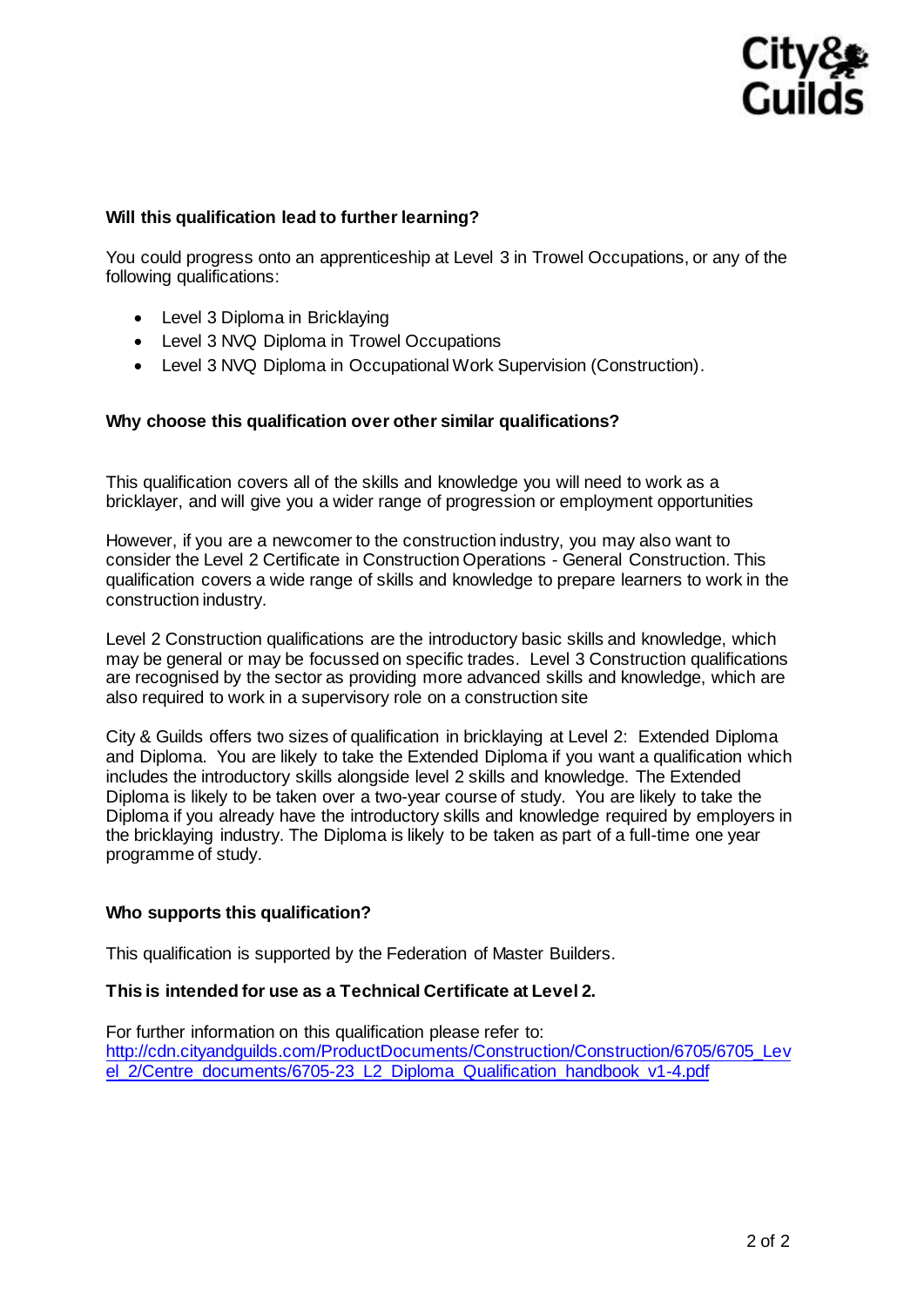### Will this qualification lead to further learning?

You could progress onto an apprenticeship at Level 3 in Trowel Occupations, or any of the following qualifications:

- Level 3 Diploma in Bricklaying
- Level 3 NVQ Diploma in Trowel Occupations
- Level 3 NVQ Diploma in Occupational Work Supervision (Construction).

### Why choose this qualification over other similar qualifications?

This qualification covers all of the skills and knowledge you will need to work as a bricklayer, and will give you a wider range of progression or employment opportunities

However, if you are a newcomer to the construction industry, you may also want to consider the Level 2 Certificate in Construction Operations - General Construction. This qualification covers a wide range of skills and knowledge to prepare learners to work in the construction industry.

Level 2 Construction qualifications are the introductory basic skills and knowledge, which may be general or may be focussed on specific trades. Level 3 Construction qualifications are recognised by the sector as providing more advanced skills and knowledge, which are also required to work in a supervisory role on a construction site

City & Guilds offers two sizes of qualification in bricklaying at Level 2: Extended Diploma and Diploma. You are likely to take the Extended Diploma if you want a qualification which includes the introductory skills alongside level 2 skills and knowledge. The Extended Diploma is likely to be taken over a two-year course of study. You are likely to take the Diploma if you already have the introductory skills and knowledge required by employers in the bricklaying industry. The Diploma is likely to be taken as part of a full-time one year programme of study.

### Who supports this qualification?

This qualification is supported by the Federation of Master Builders.

**This is intended for use as a Technical Certificate at Level 2.**

For further information on this qualification please refer to:
http://cdn.cityandguilds.com/ProductDocuments/Construction/Construction/6705/6705_Level_2/Centre_documents/6705-23_L2_Diploma_Qualification_handbook_v1-4.pdf